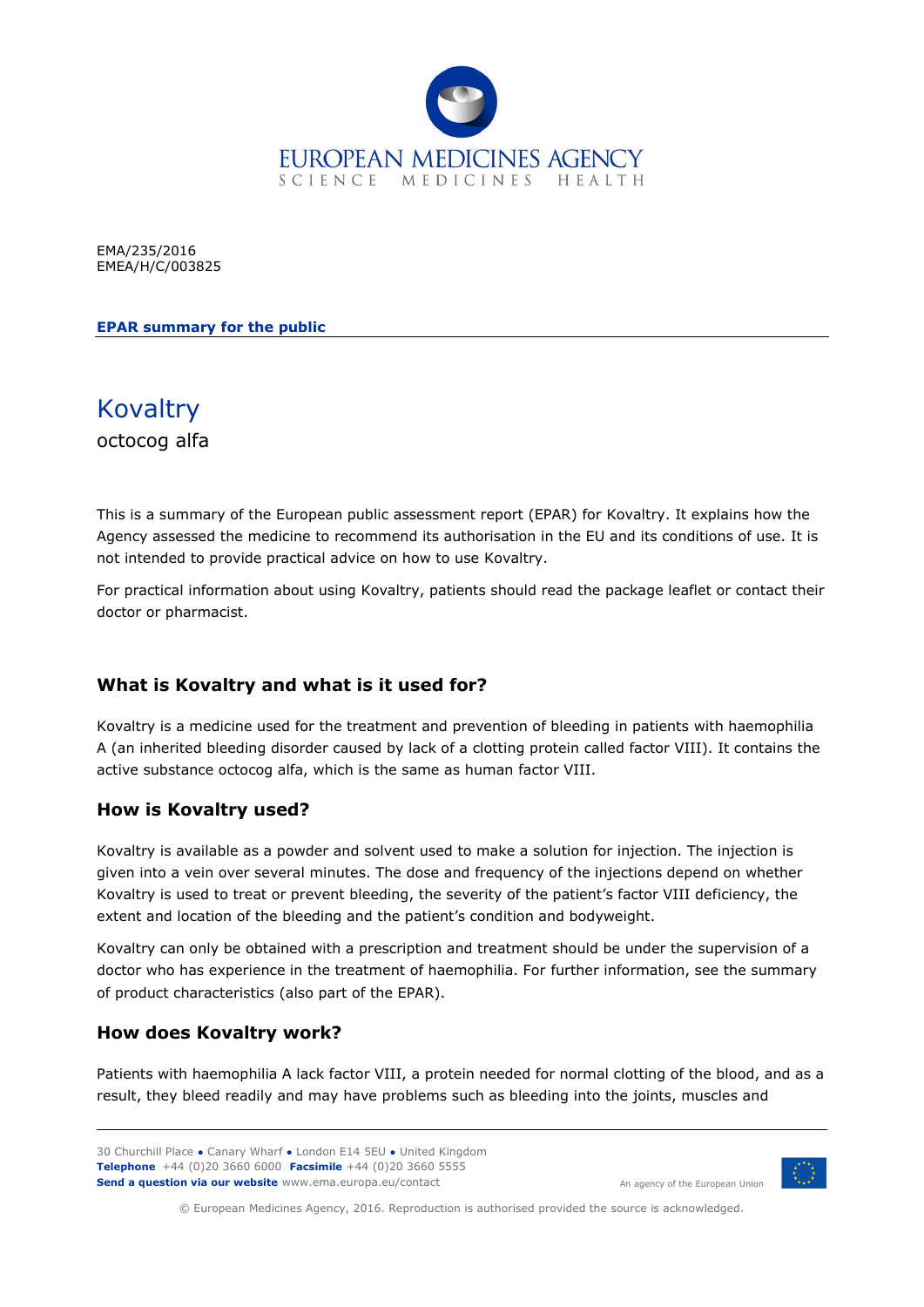EMA/235/2016
EMEA/H/C/003825

**EPAR summary for the public**

# Kovaltry

octocog alfa

This is a summary of the European public assessment report (EPAR) for Kovaltry. It explains how the Agency assessed the medicine to recommend its authorisation in the EU and its conditions of use. It is not intended to provide practical advice on how to use Kovaltry.

For practical information about using Kovaltry, patients should read the package leaflet or contact their doctor or pharmacist.

## What is Kovaltry and what is it used for?

Kovaltry is a medicine used for the treatment and prevention of bleeding in patients with haemophilia A (an inherited bleeding disorder caused by lack of a clotting protein called factor VIII). It contains the active substance octocog alfa, which is the same as human factor VIII.

## How is Kovaltry used?

Kovaltry is available as a powder and solvent used to make a solution for injection. The injection is given into a vein over several minutes. The dose and frequency of the injections depend on whether Kovaltry is used to treat or prevent bleeding, the severity of the patient's factor VIII deficiency, the extent and location of the bleeding and the patient's condition and bodyweight.

Kovaltry can only be obtained with a prescription and treatment should be under the supervision of a doctor who has experience in the treatment of haemophilia. For further information, see the summary of product characteristics (also part of the EPAR).

## How does Kovaltry work?

Patients with haemophilia A lack factor VIII, a protein needed for normal clotting of the blood, and as a result, they bleed readily and may have problems such as bleeding into the joints, muscles and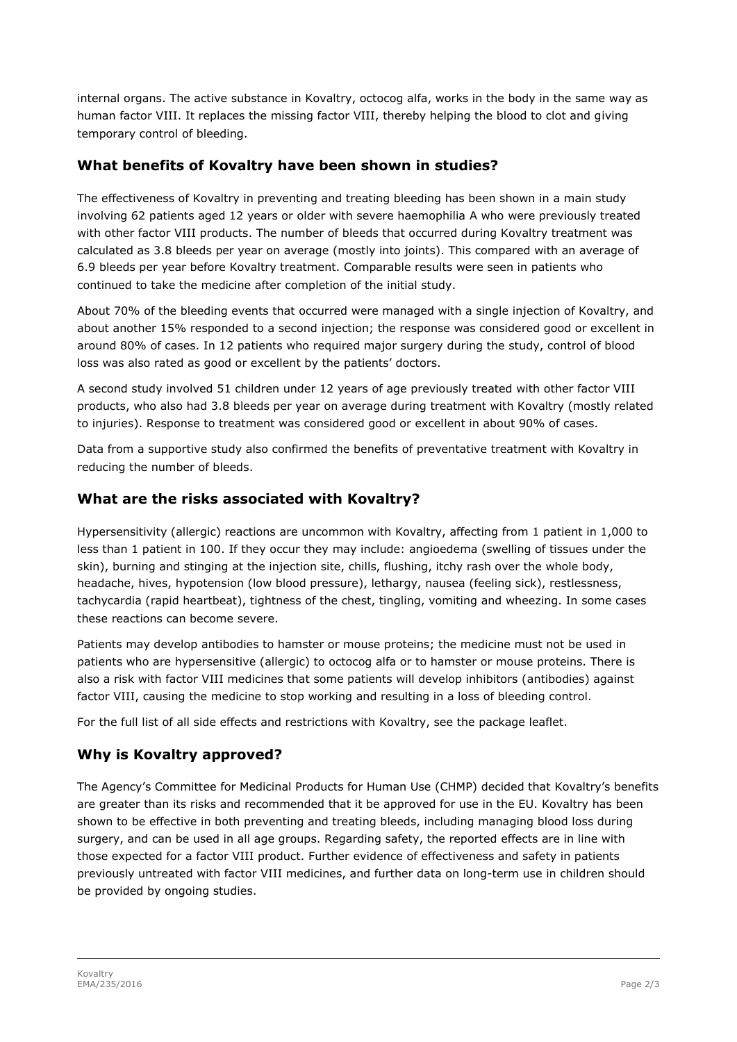internal organs. The active substance in Kovaltry, octocog alfa, works in the body in the same way as human factor VIII. It replaces the missing factor VIII, thereby helping the blood to clot and giving temporary control of bleeding.

## What benefits of Kovaltry have been shown in studies?

The effectiveness of Kovaltry in preventing and treating bleeding has been shown in a main study involving 62 patients aged 12 years or older with severe haemophilia A who were previously treated with other factor VIII products. The number of bleeds that occurred during Kovaltry treatment was calculated as 3.8 bleeds per year on average (mostly into joints). This compared with an average of 6.9 bleeds per year before Kovaltry treatment. Comparable results were seen in patients who continued to take the medicine after completion of the initial study.

About 70% of the bleeding events that occurred were managed with a single injection of Kovaltry, and about another 15% responded to a second injection; the response was considered good or excellent in around 80% of cases. In 12 patients who required major surgery during the study, control of blood loss was also rated as good or excellent by the patients' doctors.

A second study involved 51 children under 12 years of age previously treated with other factor VIII products, who also had 3.8 bleeds per year on average during treatment with Kovaltry (mostly related to injuries). Response to treatment was considered good or excellent in about 90% of cases.

Data from a supportive study also confirmed the benefits of preventative treatment with Kovaltry in reducing the number of bleeds.

## What are the risks associated with Kovaltry?

Hypersensitivity (allergic) reactions are uncommon with Kovaltry, affecting from 1 patient in 1,000 to less than 1 patient in 100. If they occur they may include: angioedema (swelling of tissues under the skin), burning and stinging at the injection site, chills, flushing, itchy rash over the whole body, headache, hives, hypotension (low blood pressure), lethargy, nausea (feeling sick), restlessness, tachycardia (rapid heartbeat), tightness of the chest, tingling, vomiting and wheezing. In some cases these reactions can become severe.

Patients may develop antibodies to hamster or mouse proteins; the medicine must not be used in patients who are hypersensitive (allergic) to octocog alfa or to hamster or mouse proteins. There is also a risk with factor VIII medicines that some patients will develop inhibitors (antibodies) against factor VIII, causing the medicine to stop working and resulting in a loss of bleeding control.

For the full list of all side effects and restrictions with Kovaltry, see the package leaflet.

## Why is Kovaltry approved?

The Agency's Committee for Medicinal Products for Human Use (CHMP) decided that Kovaltry's benefits are greater than its risks and recommended that it be approved for use in the EU. Kovaltry has been shown to be effective in both preventing and treating bleeds, including managing blood loss during surgery, and can be used in all age groups. Regarding safety, the reported effects are in line with those expected for a factor VIII product. Further evidence of effectiveness and safety in patients previously untreated with factor VIII medicines, and further data on long-term use in children should be provided by ongoing studies.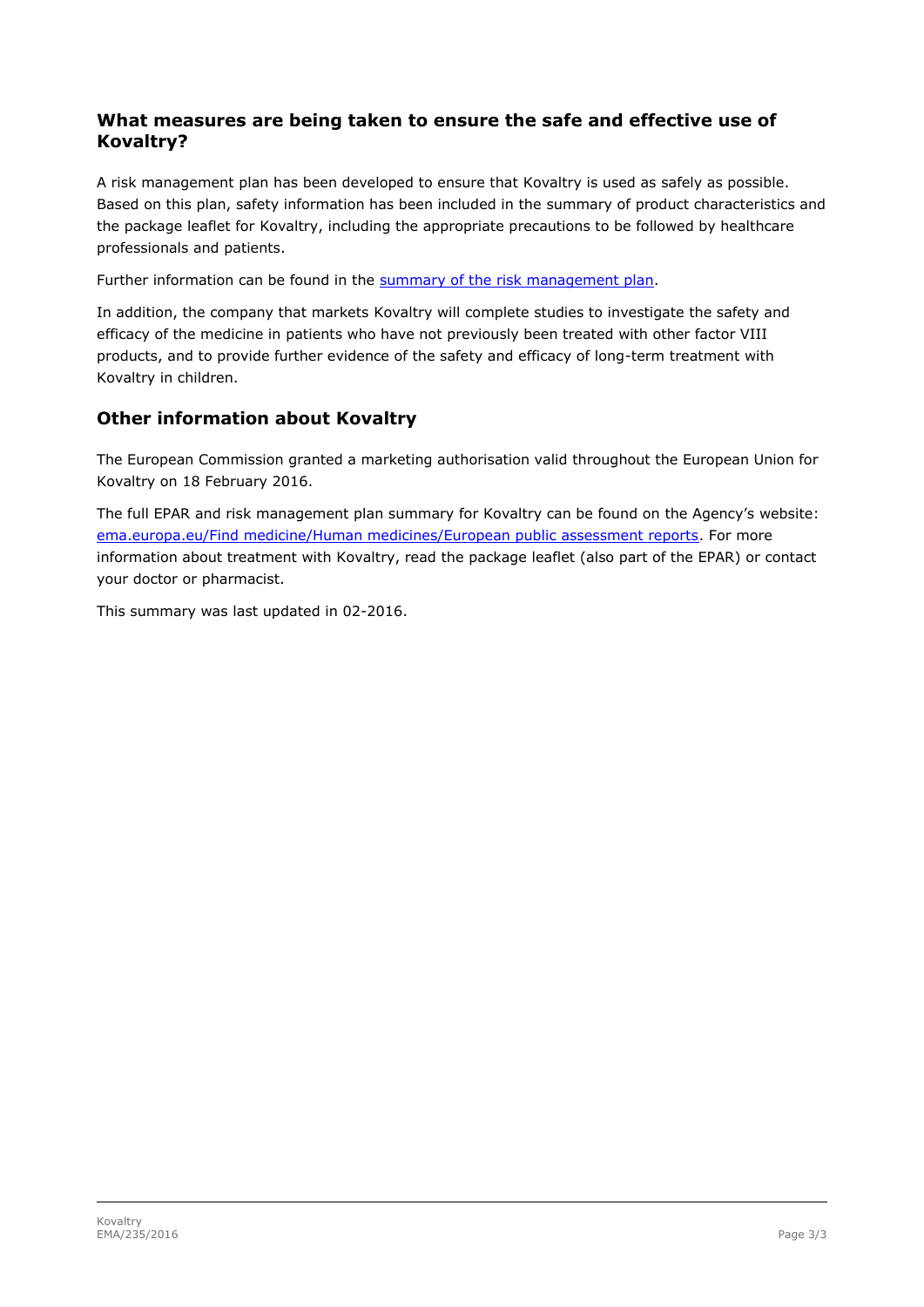## What measures are being taken to ensure the safe and effective use of Kovaltry?

A risk management plan has been developed to ensure that Kovaltry is used as safely as possible. Based on this plan, safety information has been included in the summary of product characteristics and the package leaflet for Kovaltry, including the appropriate precautions to be followed by healthcare professionals and patients.

Further information can be found in the summary of the risk management plan.

In addition, the company that markets Kovaltry will complete studies to investigate the safety and efficacy of the medicine in patients who have not previously been treated with other factor VIII products, and to provide further evidence of the safety and efficacy of long-term treatment with Kovaltry in children.

## Other information about Kovaltry

The European Commission granted a marketing authorisation valid throughout the European Union for Kovaltry on 18 February 2016.

The full EPAR and risk management plan summary for Kovaltry can be found on the Agency's website: ema.europa.eu/Find medicine/Human medicines/European public assessment reports. For more information about treatment with Kovaltry, read the package leaflet (also part of the EPAR) or contact your doctor or pharmacist.

This summary was last updated in 02-2016.